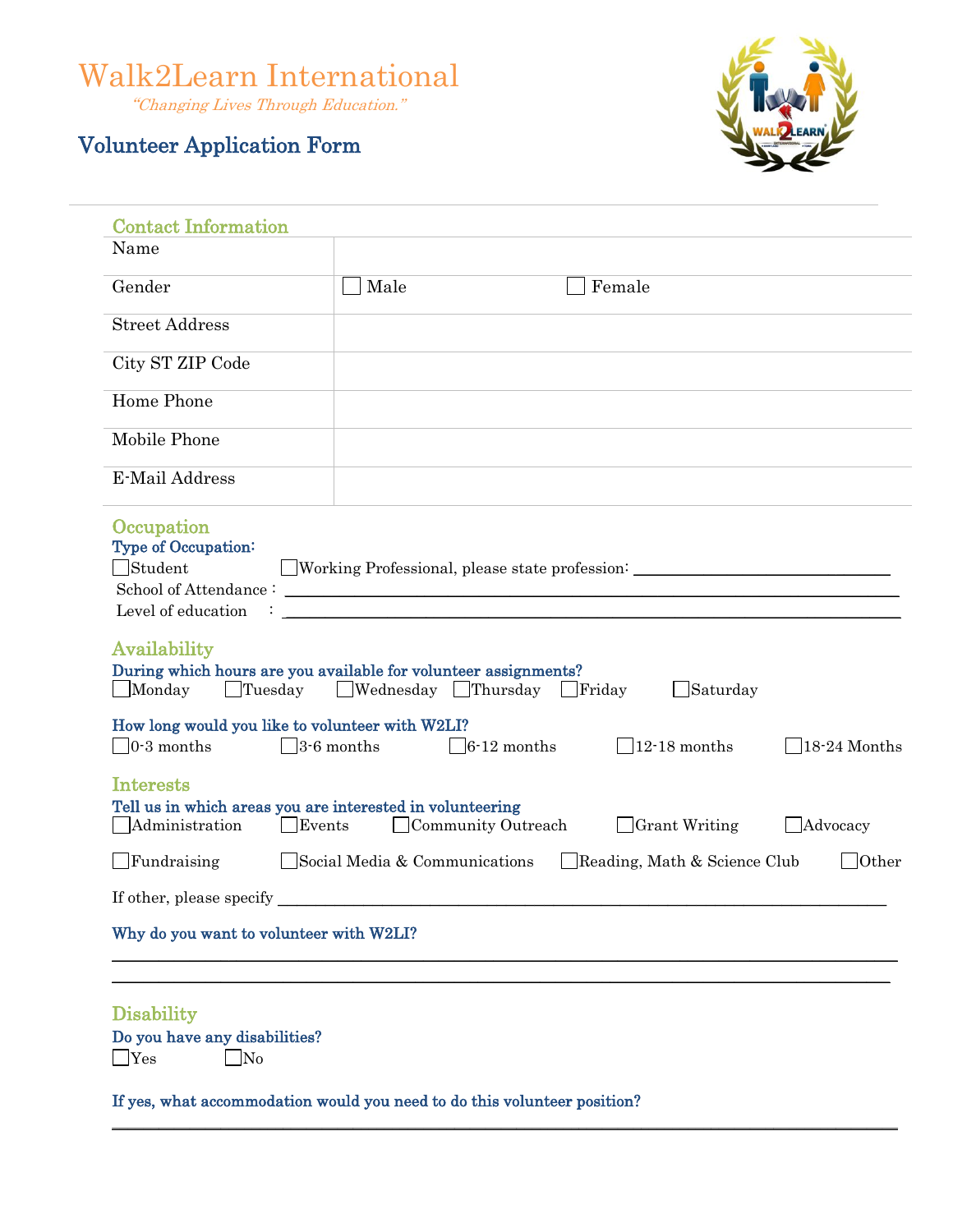# Walk2Learn International

*"Changing Lives Through Education."*

## Volunteer Application Form

### Contact Information

| | |
|---|---|
| Name | |
| Gender | ☐ Male ☐ Female |
| Street Address | |
| City ST ZIP Code | |
| Home Phone | |
| Mobile Phone | |
| E-Mail Address | |

### Occupation

**Type of Occupation:**

☐ Student ☐ Working Professional, please state profession: ______________________________

School of Attendance : ______________________________________________________________

Level of education : ______________________________________________________________

### Availability

**During which hours are you available for volunteer assignments?**

☐ Monday ☐ Tuesday ☐ Wednesday ☐ Thursday ☐ Friday ☐ Saturday

**How long would you like to volunteer with W2LI?**

☐ 0-3 months ☐ 3-6 months ☐ 6-12 months ☐ 12-18 months ☐ 18-24 Months

### Interests

**Tell us in which areas you are interested in volunteering**

☐ Administration ☐ Events ☐ Community Outreach ☐ Grant Writing ☐ Advocacy

☐ Fundraising ☐ Social Media & Communications ☐ Reading, Math & Science Club ☐ Other

If other, please specify ______________________________________________________________

**Why do you want to volunteer with W2LI?**

______________________________________________________________

______________________________________________________________

### Disability

**Do you have any disabilities?**

☐ Yes ☐ No

**If yes, what accommodation would you need to do this volunteer position?**

______________________________________________________________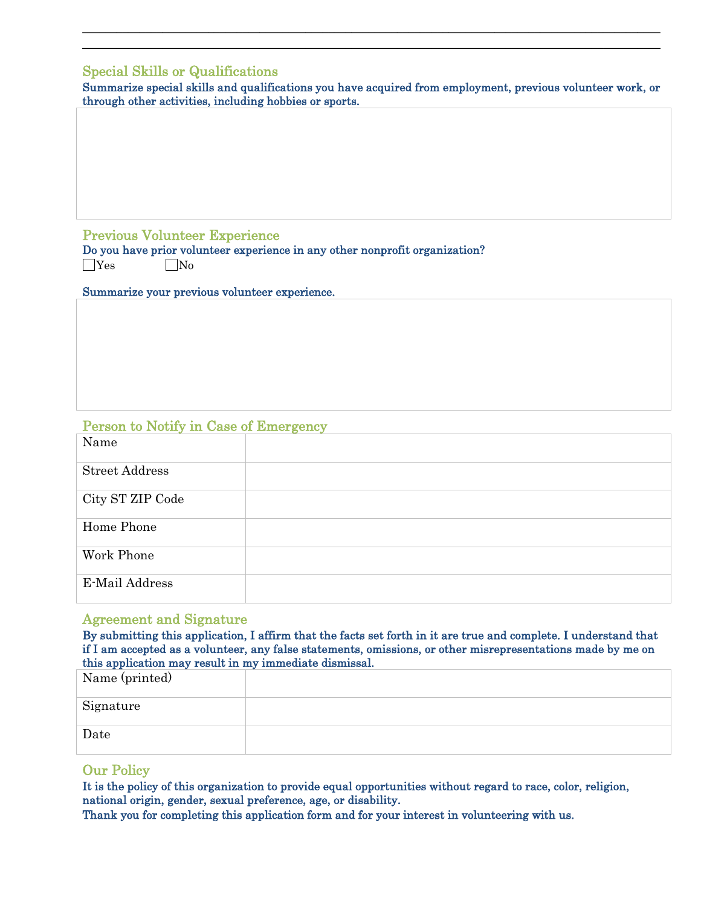## Special Skills or Qualifications

**Summarize special skills and qualifications you have acquired from employment, previous volunteer work, or through other activities, including hobbies or sports.**

## Previous Volunteer Experience

**Do you have prior volunteer experience in any other nonprofit organization?**

☐Yes ☐No

**Summarize your previous volunteer experience.**

## Person to Notify in Case of Emergency

| | |
|---|---|
| Name | |
| Street Address | |
| City ST ZIP Code | |
| Home Phone | |
| Work Phone | |
| E-Mail Address | |

## Agreement and Signature

**By submitting this application, I affirm that the facts set forth in it are true and complete. I understand that if I am accepted as a volunteer, any false statements, omissions, or other misrepresentations made by me on this application may result in my immediate dismissal.**

| | |
|---|---|
| Name (printed) | |
| Signature | |
| Date | |

## Our Policy

**It is the policy of this organization to provide equal opportunities without regard to race, color, religion, national origin, gender, sexual preference, age, or disability.**

**Thank you for completing this application form and for your interest in volunteering with us.**